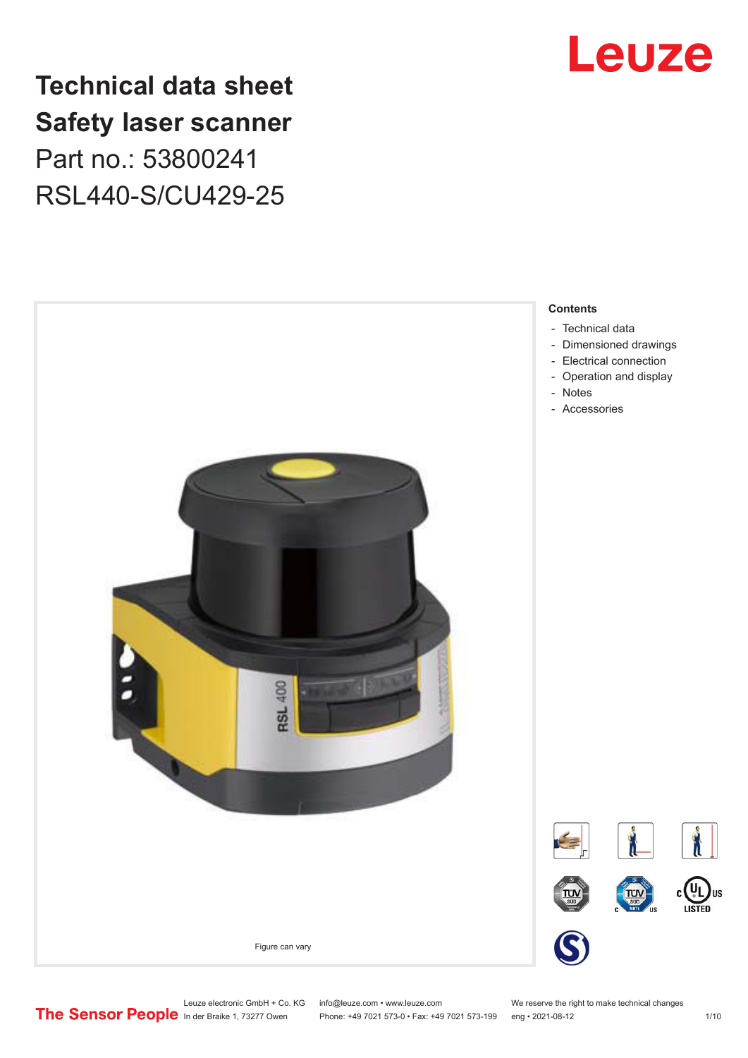Leuze

# Technical data sheet
# Safety laser scanner

Part no.: 53800241

RSL440-S/CU429-25

Figure can vary

**Contents**

- Technical data
- Dimensioned drawings
- Electrical connection
- Operation and display
- Notes
- Accessories

The Sensor People

Leuze electronic GmbH + Co. KG
In der Braike 1, 73277 Owen

info@leuze.com • www.leuze.com
Phone: +49 7021 573-0 • Fax: +49 7021 573-199

We reserve the right to make technical changes
eng • 2021-08-12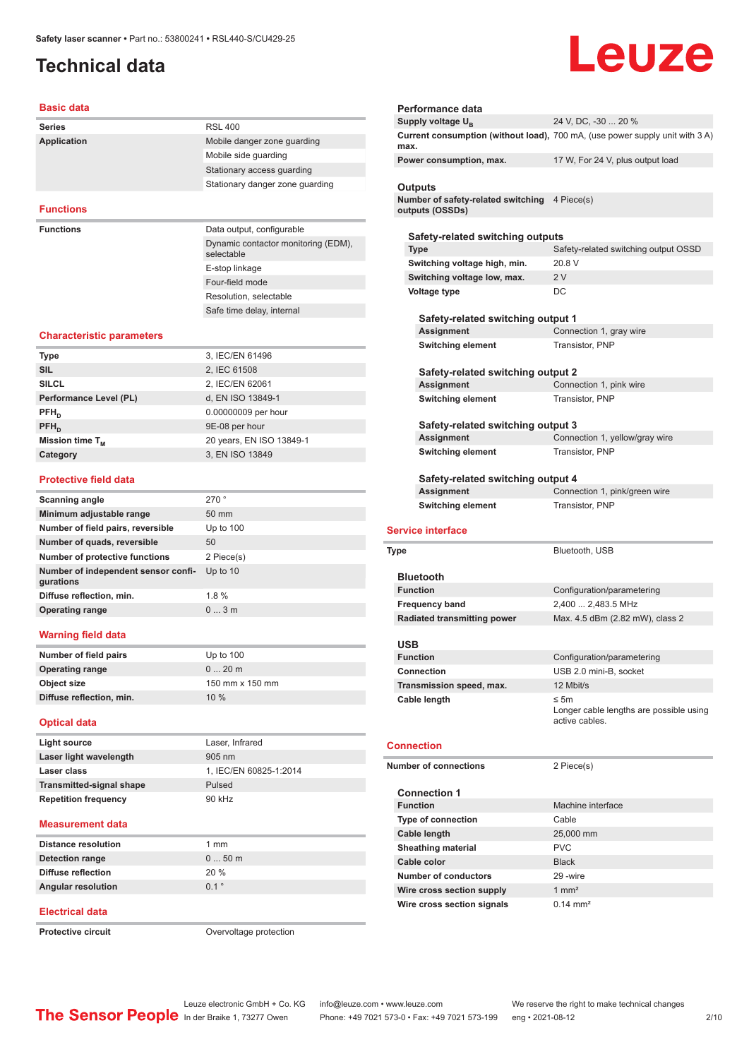Safety laser scanner • Part no.: 53800241 • RSL440-S/CU429-25

# Technical data

## Basic data

| | |
|---|---|
| **Series** | RSL 400 |
| **Application** | Mobile danger zone guarding |
| | Mobile side guarding |
| | Stationary access guarding |
| | Stationary danger zone guarding |

## Functions

| | |
|---|---|
| **Functions** | Data output, configurable |
| | Dynamic contactor monitoring (EDM), selectable |
| | E-stop linkage |
| | Four-field mode |
| | Resolution, selectable |
| | Safe time delay, internal |

## Characteristic parameters

| | |
|---|---|
| **Type** | 3, IEC/EN 61496 |
| **SIL** | 2, IEC 61508 |
| **SILCL** | 2, IEC/EN 62061 |
| **Performance Level (PL)** | d, EN ISO 13849-1 |
| **$PFH_D$** | 0.00000009 per hour |
| **$PFH_D$** | 9E-08 per hour |
| **Mission time $T_M$** | 20 years, EN ISO 13849-1 |
| **Category** | 3, EN ISO 13849 |

## Protective field data

| | |
|---|---|
| **Scanning angle** | 270 ° |
| **Minimum adjustable range** | 50 mm |
| **Number of field pairs, reversible** | Up to 100 |
| **Number of quads, reversible** | 50 |
| **Number of protective functions** | 2 Piece(s) |
| **Number of independent sensor configurations** | Up to 10 |
| **Diffuse reflection, min.** | 1.8 % |
| **Operating range** | 0 ... 3 m |

## Warning field data

| | |
|---|---|
| **Number of field pairs** | Up to 100 |
| **Operating range** | 0 ... 20 m |
| **Object size** | 150 mm x 150 mm |
| **Diffuse reflection, min.** | 10 % |

## Optical data

| | |
|---|---|
| **Light source** | Laser, Infrared |
| **Laser light wavelength** | 905 nm |
| **Laser class** | 1, IEC/EN 60825-1:2014 |
| **Transmitted-signal shape** | Pulsed |
| **Repetition frequency** | 90 kHz |

## Measurement data

| | |
|---|---|
| **Distance resolution** | 1 mm |
| **Detection range** | 0 ... 50 m |
| **Diffuse reflection** | 20 % |
| **Angular resolution** | 0.1 ° |

## Electrical data

| | |
|---|---|
| **Protective circuit** | Overvoltage protection |

### Performance data

| | |
|---|---|
| **Supply voltage $U_B$** | 24 V, DC, -30 ... 20 % |
| **Current consumption (without load), max.** | 700 mA, (use power supply unit with 3 A) |
| **Power consumption, max.** | 17 W, For 24 V, plus output load |

### Outputs

| | |
|---|---|
| **Number of safety-related switching outputs (OSSDs)** | 4 Piece(s) |

#### Safety-related switching outputs

| | |
|---|---|
| **Type** | Safety-related switching output OSSD |
| **Switching voltage high, min.** | 20.8 V |
| **Switching voltage low, max.** | 2 V |
| **Voltage type** | DC |

##### Safety-related switching output 1

| | |
|---|---|
| **Assignment** | Connection 1, gray wire |
| **Switching element** | Transistor, PNP |

##### Safety-related switching output 2

| | |
|---|---|
| **Assignment** | Connection 1, pink wire |
| **Switching element** | Transistor, PNP |

##### Safety-related switching output 3

| | |
|---|---|
| **Assignment** | Connection 1, yellow/gray wire |
| **Switching element** | Transistor, PNP |

##### Safety-related switching output 4

| | |
|---|---|
| **Assignment** | Connection 1, pink/green wire |
| **Switching element** | Transistor, PNP |

## Service interface

| | |
|---|---|
| **Type** | Bluetooth, USB |

### Bluetooth

| | |
|---|---|
| **Function** | Configuration/parametering |
| **Frequency band** | 2,400 ... 2,483.5 MHz |
| **Radiated transmitting power** | Max. 4.5 dBm (2.82 mW), class 2 |

### USB

| | |
|---|---|
| **Function** | Configuration/parametering |
| **Connection** | USB 2.0 mini-B, socket |
| **Transmission speed, max.** | 12 Mbit/s |
| **Cable length** | ≤ 5m<br>Longer cable lengths are possible using active cables. |

## Connection

| | |
|---|---|
| **Number of connections** | 2 Piece(s) |

### Connection 1

| | |
|---|---|
| **Function** | Machine interface |
| **Type of connection** | Cable |
| **Cable length** | 25,000 mm |
| **Sheathing material** | PVC |
| **Cable color** | Black |
| **Number of conductors** | 29 -wire |
| **Wire cross section supply** | 1 mm² |
| **Wire cross section signals** | 0.14 mm² |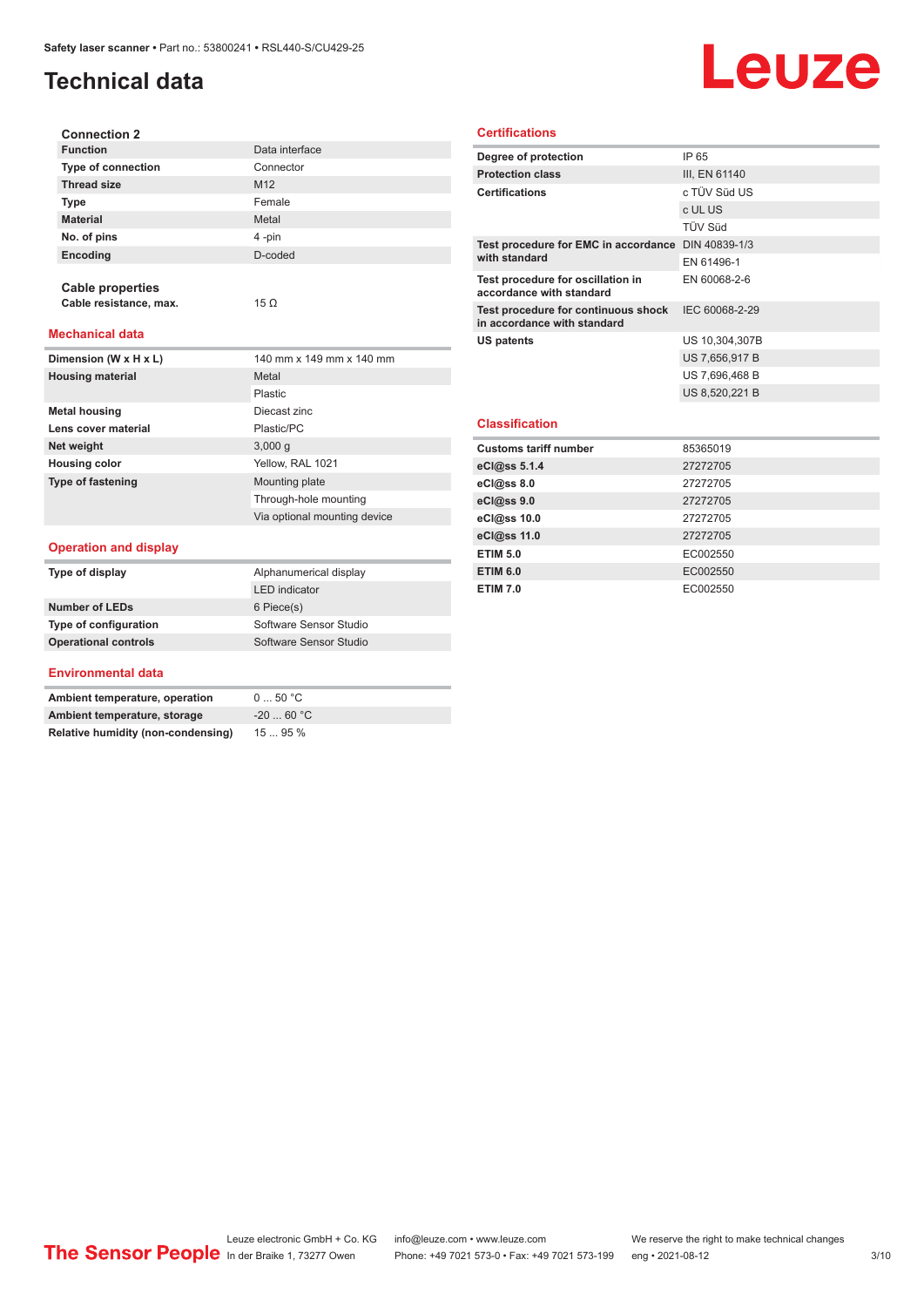# Technical data

### Connection 2

| | |
|---|---|
| **Function** | Data interface |
| **Type of connection** | Connector |
| **Thread size** | M12 |
| **Type** | Female |
| **Material** | Metal |
| **No. of pins** | 4 -pin |
| **Encoding** | D-coded |

### Cable properties

| | |
|---|---|
| **Cable resistance, max.** | 15 Ω |

## Mechanical data

| | |
|---|---|
| **Dimension (W x H x L)** | 140 mm x 149 mm x 140 mm |
| **Housing material** | Metal |
| | Plastic |
| **Metal housing** | Diecast zinc |
| **Lens cover material** | Plastic/PC |
| **Net weight** | 3,000 g |
| **Housing color** | Yellow, RAL 1021 |
| **Type of fastening** | Mounting plate |
| | Through-hole mounting |
| | Via optional mounting device |

## Operation and display

| | |
|---|---|
| **Type of display** | Alphanumerical display |
| | LED indicator |
| **Number of LEDs** | 6 Piece(s) |
| **Type of configuration** | Software Sensor Studio |
| **Operational controls** | Software Sensor Studio |

## Environmental data

| | |
|---|---|
| **Ambient temperature, operation** | 0 ... 50 °C |
| **Ambient temperature, storage** | -20 ... 60 °C |
| **Relative humidity (non-condensing)** | 15 ... 95 % |

## Certifications

| | |
|---|---|
| **Degree of protection** | IP 65 |
| **Protection class** | III, EN 61140 |
| **Certifications** | c TÜV Süd US |
| | c UL US |
| | TÜV Süd |
| **Test procedure for EMC in accordance with standard** | DIN 40839-1/3 |
| | EN 61496-1 |
| **Test procedure for oscillation in accordance with standard** | EN 60068-2-6 |
| **Test procedure for continuous shock in accordance with standard** | IEC 60068-2-29 |
| **US patents** | US 10,304,307B |
| | US 7,656,917 B |
| | US 7,696,468 B |
| | US 8,520,221 B |

## Classification

| | |
|---|---|
| **Customs tariff number** | 85365019 |
| **eCl@ss 5.1.4** | 27272705 |
| **eCl@ss 8.0** | 27272705 |
| **eCl@ss 9.0** | 27272705 |
| **eCl@ss 10.0** | 27272705 |
| **eCl@ss 11.0** | 27272705 |
| **ETIM 5.0** | EC002550 |
| **ETIM 6.0** | EC002550 |
| **ETIM 7.0** | EC002550 |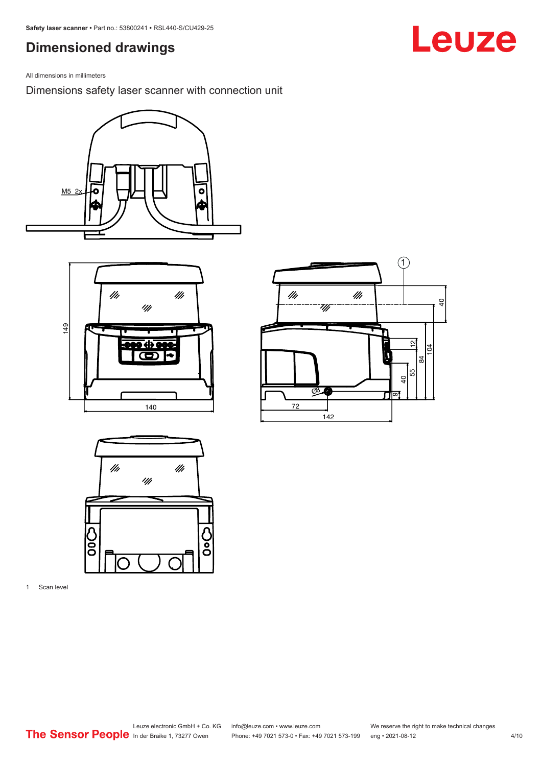## Dimensioned drawings

All dimensions in millimeters

Dimensions safety laser scanner with connection unit

1 Scan level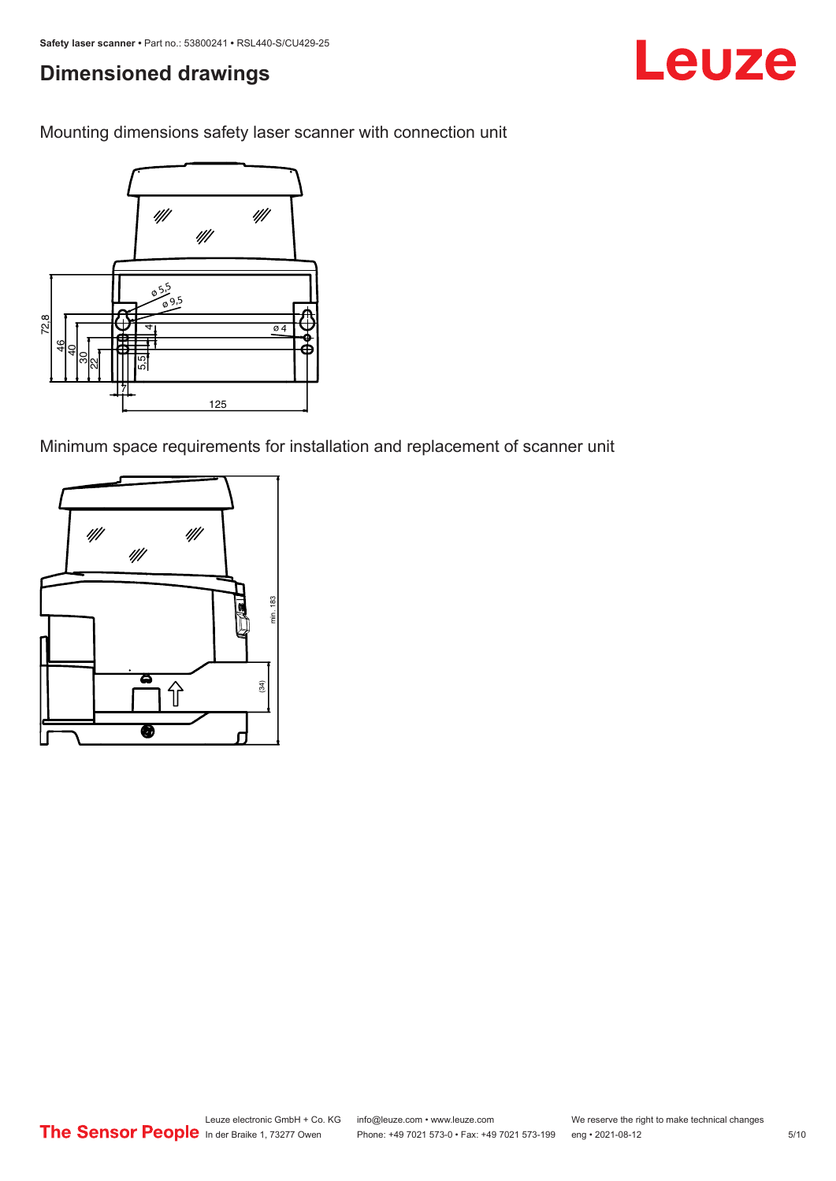## Dimensioned drawings

Mounting dimensions safety laser scanner with connection unit

Minimum space requirements for installation and replacement of scanner unit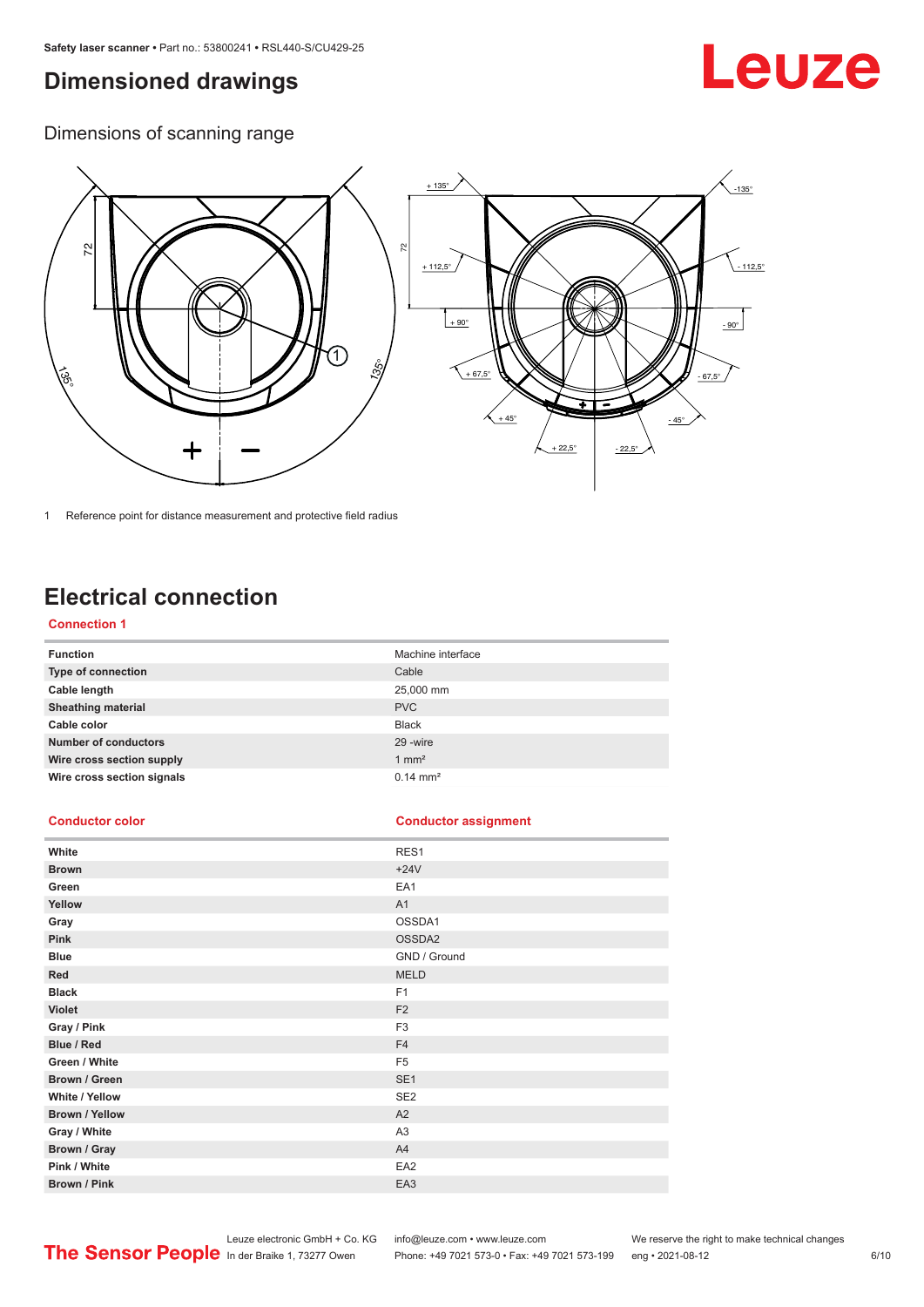# Dimensioned drawings

## Dimensions of scanning range

1 Reference point for distance measurement and protective field radius

# Electrical connection

### Connection 1

| Function | Machine interface |
| --- | --- |
| Type of connection | Cable |
| Cable length | 25,000 mm |
| Sheathing material | PVC |
| Cable color | Black |
| Number of conductors | 29 -wire |
| Wire cross section supply | 1 mm² |
| Wire cross section signals | 0.14 mm² |

| Conductor color | Conductor assignment |
| --- | --- |
| White | RES1 |
| Brown | +24V |
| Green | EA1 |
| Yellow | A1 |
| Gray | OSSDA1 |
| Pink | OSSDA2 |
| Blue | GND / Ground |
| Red | MELD |
| Black | F1 |
| Violet | F2 |
| Gray / Pink | F3 |
| Blue / Red | F4 |
| Green / White | F5 |
| Brown / Green | SE1 |
| White / Yellow | SE2 |
| Brown / Yellow | A2 |
| Gray / White | A3 |
| Brown / Gray | A4 |
| Pink / White | EA2 |
| Brown / Pink | EA3 |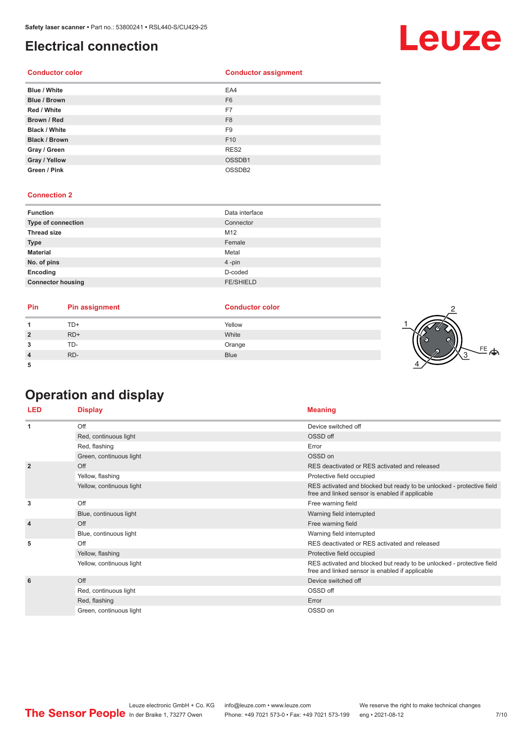# Electrical connection

| Conductor color | Conductor assignment |
|---|---|
| **Blue / White** | EA4 |
| **Blue / Brown** | F6 |
| **Red / White** | F7 |
| **Brown / Red** | F8 |
| **Black / White** | F9 |
| **Black / Brown** | F10 |
| **Gray / Green** | RES2 |
| **Gray / Yellow** | OSSDB1 |
| **Green / Pink** | OSSDB2 |

## Connection 2

| | |
|---|---|
| **Function** | Data interface |
| **Type of connection** | Connector |
| **Thread size** | M12 |
| **Type** | Female |
| **Material** | Metal |
| **No. of pins** | 4 -pin |
| **Encoding** | D-coded |
| **Connector housing** | FE/SHIELD |

| Pin | Pin assignment | Conductor color |
|---|---|---|
| **1** | TD+ | Yellow |
| **2** | RD+ | White |
| **3** | TD- | Orange |
| **4** | RD- | Blue |
| **5** | | |

# Operation and display

| LED | Display | Meaning |
|---|---|---|
| **1** | Off | Device switched off |
| | Red, continuous light | OSSD off |
| | Red, flashing | Error |
| | Green, continuous light | OSSD on |
| **2** | Off | RES deactivated or RES activated and released |
| | Yellow, flashing | Protective field occupied |
| | Yellow, continuous light | RES activated and blocked but ready to be unlocked - protective field free and linked sensor is enabled if applicable |
| **3** | Off | Free warning field |
| | Blue, continuous light | Warning field interrupted |
| **4** | Off | Free warning field |
| | Blue, continuous light | Warning field interrupted |
| **5** | Off | RES deactivated or RES activated and released |
| | Yellow, flashing | Protective field occupied |
| | Yellow, continuous light | RES activated and blocked but ready to be unlocked - protective field free and linked sensor is enabled if applicable |
| **6** | Off | Device switched off |
| | Red, continuous light | OSSD off |
| | Red, flashing | Error |
| | Green, continuous light | OSSD on |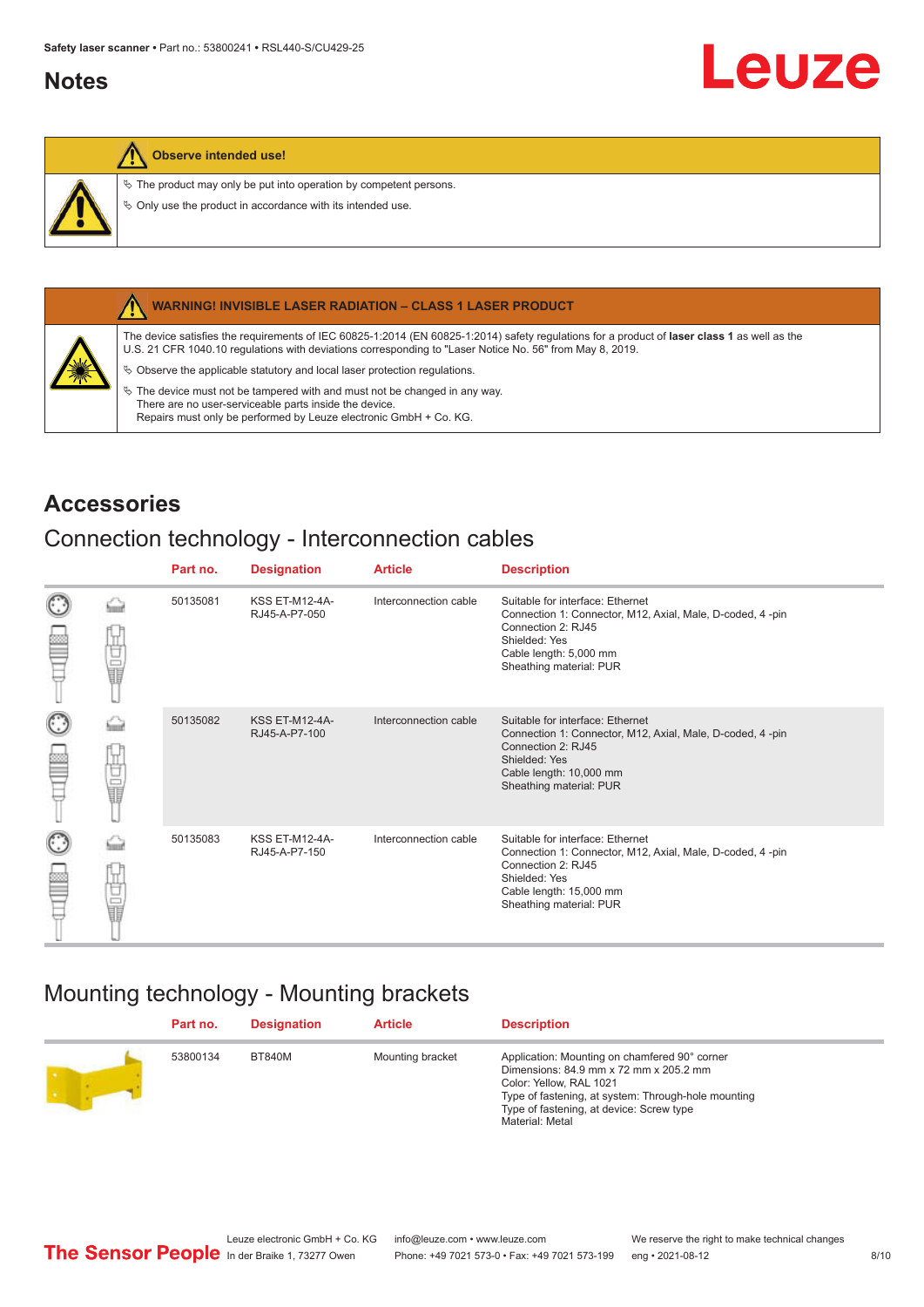## Notes

**Observe intended use!**

- ✎ The product may only be put into operation by competent persons.
- ✎ Only use the product in accordance with its intended use.

**WARNING! INVISIBLE LASER RADIATION – CLASS 1 LASER PRODUCT**

The device satisfies the requirements of IEC 60825-1:2014 (EN 60825-1:2014) safety regulations for a product of **laser class 1** as well as the U.S. 21 CFR 1040.10 regulations with deviations corresponding to "Laser Notice No. 56" from May 8, 2019.

- ✎ Observe the applicable statutory and local laser protection regulations.
- ✎ The device must not be tampered with and must not be changed in any way.
  There are no user-serviceable parts inside the device.
  Repairs must only be performed by Leuze electronic GmbH + Co. KG.

# Accessories

## Connection technology - Interconnection cables

| Part no. | Designation | Article | Description |
|---|---|---|---|
| 50135081 | KSS ET-M12-4A-RJ45-A-P7-050 | Interconnection cable | Suitable for interface: Ethernet<br>Connection 1: Connector, M12, Axial, Male, D-coded, 4 -pin<br>Connection 2: RJ45<br>Shielded: Yes<br>Cable length: 5,000 mm<br>Sheathing material: PUR |
| 50135082 | KSS ET-M12-4A-RJ45-A-P7-100 | Interconnection cable | Suitable for interface: Ethernet<br>Connection 1: Connector, M12, Axial, Male, D-coded, 4 -pin<br>Connection 2: RJ45<br>Shielded: Yes<br>Cable length: 10,000 mm<br>Sheathing material: PUR |
| 50135083 | KSS ET-M12-4A-RJ45-A-P7-150 | Interconnection cable | Suitable for interface: Ethernet<br>Connection 1: Connector, M12, Axial, Male, D-coded, 4 -pin<br>Connection 2: RJ45<br>Shielded: Yes<br>Cable length: 15,000 mm<br>Sheathing material: PUR |

## Mounting technology - Mounting brackets

| Part no. | Designation | Article | Description |
|---|---|---|---|
| 53800134 | BT840M | Mounting bracket | Application: Mounting on chamfered 90° corner<br>Dimensions: 84.9 mm x 72 mm x 205.2 mm<br>Color: Yellow, RAL 1021<br>Type of fastening, at system: Through-hole mounting<br>Type of fastening, at device: Screw type<br>Material: Metal |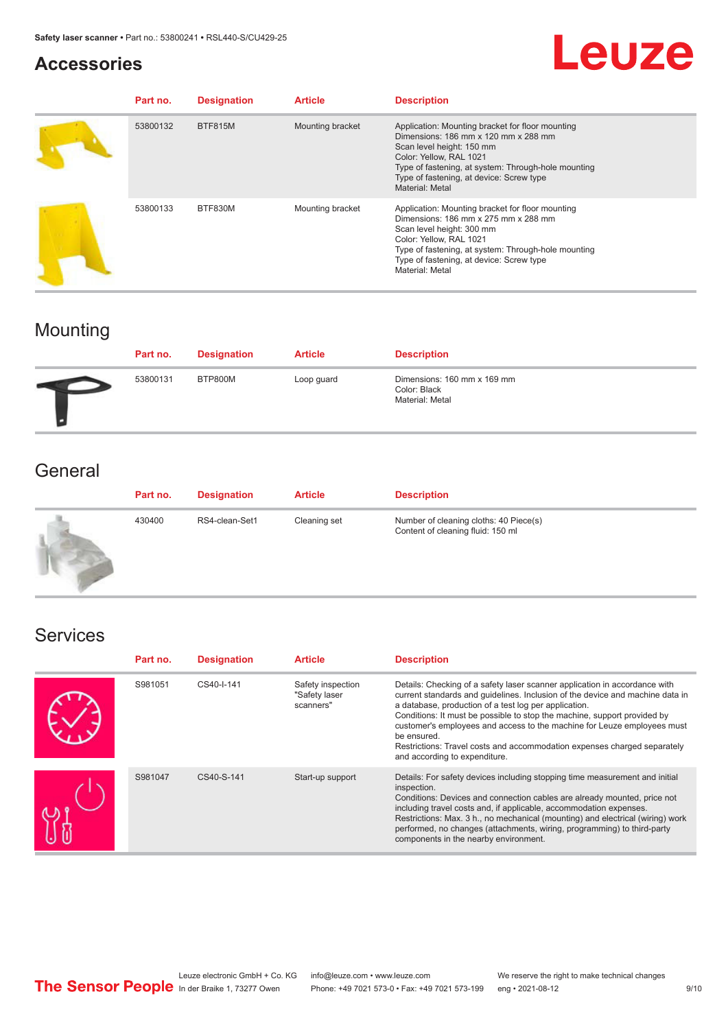## Accessories

| Part no. | Designation | Article | Description |
|---|---|---|---|
| 53800132 | BTF815M | Mounting bracket | Application: Mounting bracket for floor mounting<br>Dimensions: 186 mm x 120 mm x 288 mm<br>Scan level height: 150 mm<br>Color: Yellow, RAL 1021<br>Type of fastening, at system: Through-hole mounting<br>Type of fastening, at device: Screw type<br>Material: Metal |
| 53800133 | BTF830M | Mounting bracket | Application: Mounting bracket for floor mounting<br>Dimensions: 186 mm x 275 mm x 288 mm<br>Scan level height: 300 mm<br>Color: Yellow, RAL 1021<br>Type of fastening, at system: Through-hole mounting<br>Type of fastening, at device: Screw type<br>Material: Metal |

## Mounting

| Part no. | Designation | Article | Description |
|---|---|---|---|
| 53800131 | BTP800M | Loop guard | Dimensions: 160 mm x 169 mm<br>Color: Black<br>Material: Metal |

## General

| Part no. | Designation | Article | Description |
|---|---|---|---|
| 430400 | RS4-clean-Set1 | Cleaning set | Number of cleaning cloths: 40 Piece(s)<br>Content of cleaning fluid: 150 ml |

## Services

| Part no. | Designation | Article | Description |
|---|---|---|---|
| S981051 | CS40-I-141 | Safety inspection "Safety laser scanners" | Details: Checking of a safety laser scanner application in accordance with current standards and guidelines. Inclusion of the device and machine data in a database, production of a test log per application.<br>Conditions: It must be possible to stop the machine, support provided by customer's employees and access to the machine for Leuze employees must be ensured.<br>Restrictions: Travel costs and accommodation expenses charged separately and according to expenditure. |
| S981047 | CS40-S-141 | Start-up support | Details: For safety devices including stopping time measurement and initial inspection.<br>Conditions: Devices and connection cables are already mounted, price not including travel costs and, if applicable, accommodation expenses.<br>Restrictions: Max. 3 h., no mechanical (mounting) and electrical (wiring) work performed, no changes (attachments, wiring, programming) to third-party components in the nearby environment. |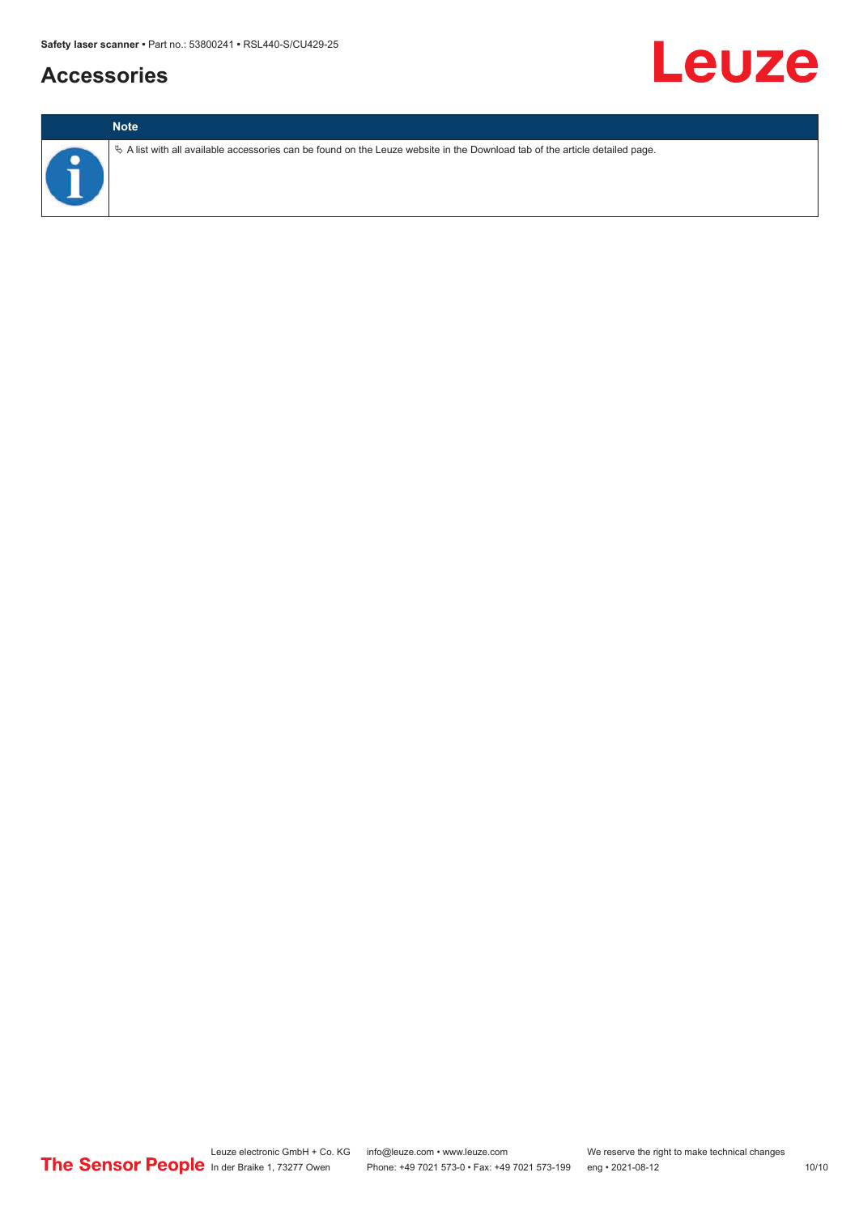## Accessories

| | Note |
|---|---|
| | ↳ A list with all available accessories can be found on the Leuze website in the Download tab of the article detailed page. |